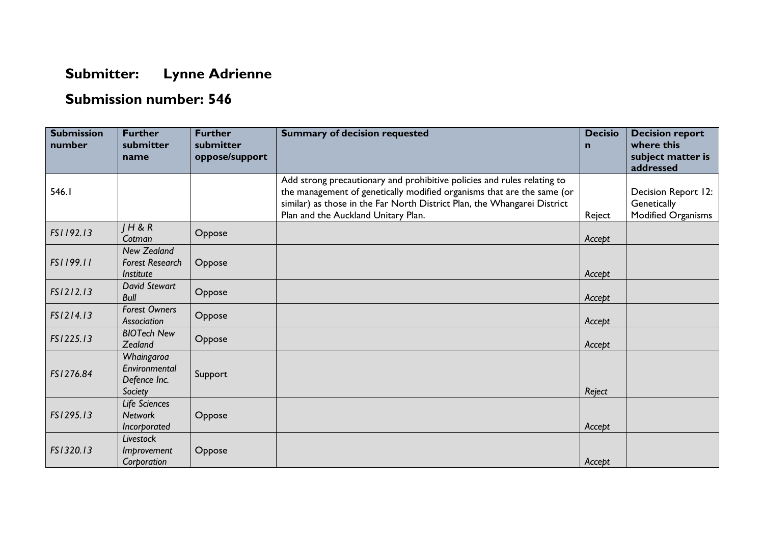# Submitter: Lynne Adrienne

## Submission number: 546

| Submission number | Further submitter name | Further submitter oppose/support | Summary of decision requested | Decision | Decision report where this subject matter is addressed |
|---|---|---|---|---|---|
| 546.1 | | | Add strong precautionary and prohibitive policies and rules relating to the management of genetically modified organisms that are the same (or similar) as those in the Far North District Plan, the Whangarei District Plan and the Auckland Unitary Plan. | Reject | Decision Report 12: Genetically Modified Organisms |
| *FS1192.13* | *J H & R Cotman* | Oppose | | *Accept* | |
| *FS1199.11* | *New Zealand Forest Research Institute* | Oppose | | *Accept* | |
| *FS1212.13* | *David Stewart Bull* | Oppose | | *Accept* | |
| *FS1214.13* | *Forest Owners Association* | Oppose | | *Accept* | |
| *FS1225.13* | *BIOTech New Zealand* | Oppose | | *Accept* | |
| *FS1276.84* | *Whaingaroa Environmental Defence Inc. Society* | Support | | *Reject* | |
| *FS1295.13* | *Life Sciences Network Incorporated* | Oppose | | *Accept* | |
| *FS1320.13* | *Livestock Improvement Corporation* | Oppose | | *Accept* | |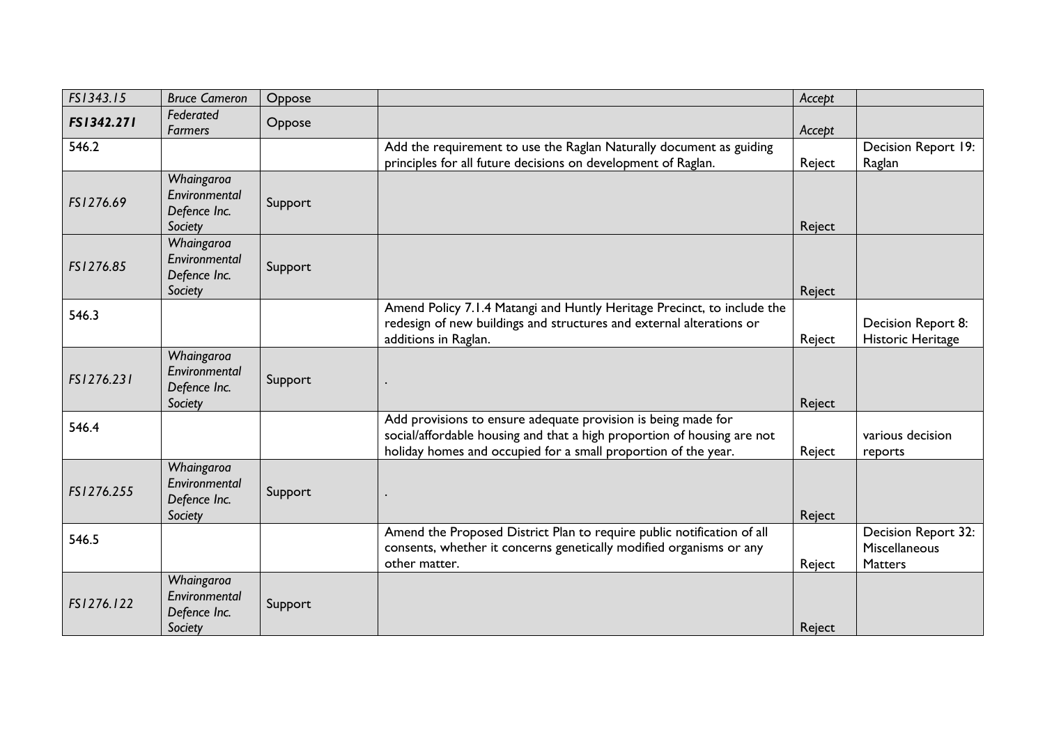| | | | | | |
|---|---|---|---|---|---|
| *FS1343.15* | *Bruce Cameron* | Oppose | | *Accept* | |
| ***FS1342.271*** | *Federated Farmers* | Oppose | | *Accept* | |
| 546.2 | | | Add the requirement to use the Raglan Naturally document as guiding principles for all future decisions on development of Raglan. | Reject | Decision Report 19: Raglan |
| *FS1276.69* | *Whaingaroa Environmental Defence Inc. Society* | Support | | Reject | |
| *FS1276.85* | *Whaingaroa Environmental Defence Inc. Society* | Support | | Reject | |
| 546.3 | | | Amend Policy 7.1.4 Matangi and Huntly Heritage Precinct, to include the redesign of new buildings and structures and external alterations or additions in Raglan. | Reject | Decision Report 8: Historic Heritage |
| *FS1276.231* | *Whaingaroa Environmental Defence Inc. Society* | Support | . | Reject | |
| 546.4 | | | Add provisions to ensure adequate provision is being made for social/affordable housing and that a high proportion of housing are not holiday homes and occupied for a small proportion of the year. | Reject | various decision reports |
| *FS1276.255* | *Whaingaroa Environmental Defence Inc. Society* | Support | . | Reject | |
| 546.5 | | | Amend the Proposed District Plan to require public notification of all consents, whether it concerns genetically modified organisms or any other matter. | Reject | Decision Report 32: Miscellaneous Matters |
| *FS1276.122* | *Whaingaroa Environmental Defence Inc. Society* | Support | | Reject | |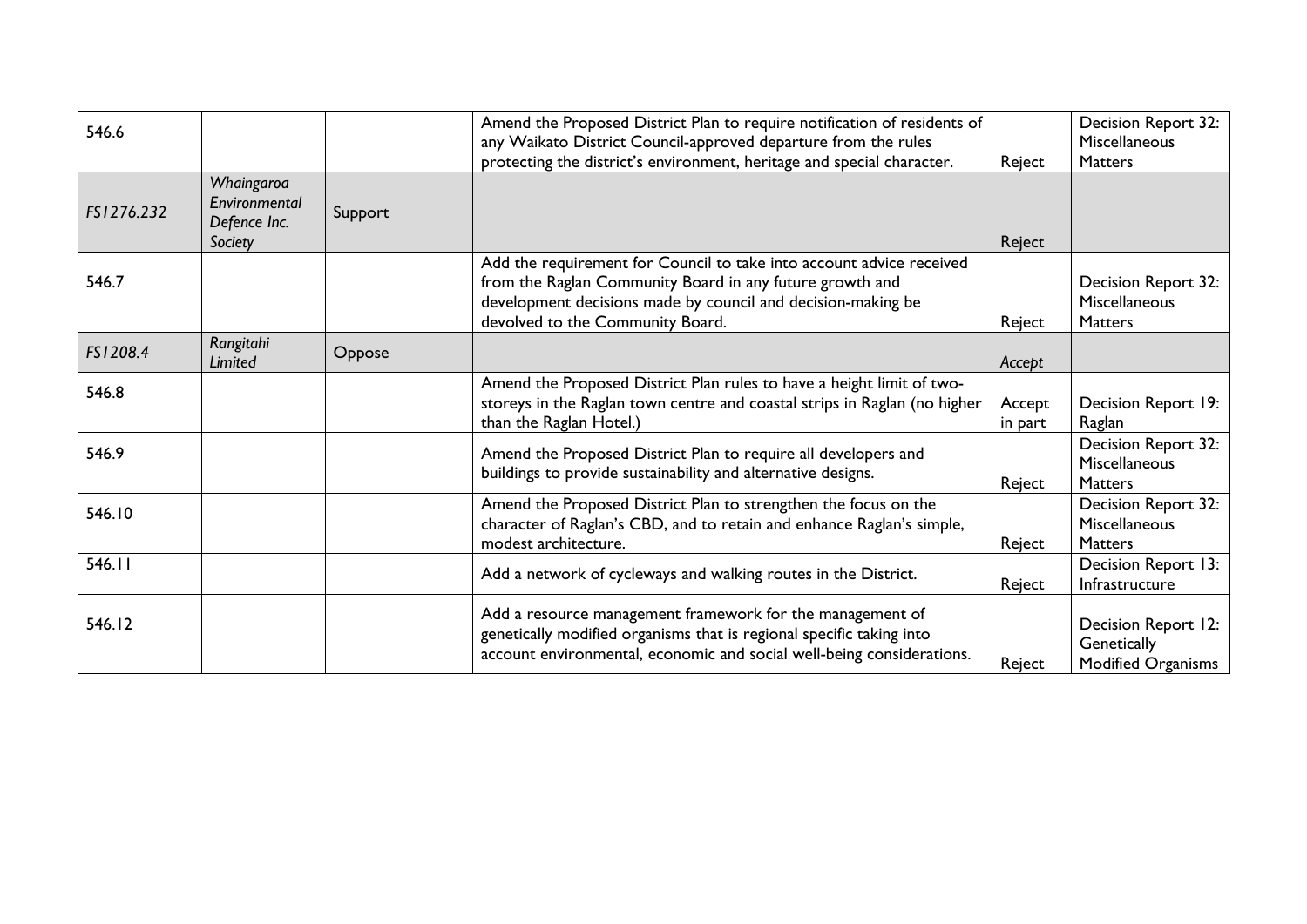| | | | | | |
|---|---|---|---|---|---|
| 546.6 | | | Amend the Proposed District Plan to require notification of residents of any Waikato District Council-approved departure from the rules protecting the district's environment, heritage and special character. | Reject | Decision Report 32: Miscellaneous Matters |
| *FS1276.232* | *Whaingaroa Environmental Defence Inc. Society* | Support | | Reject | |
| 546.7 | | | Add the requirement for Council to take into account advice received from the Raglan Community Board in any future growth and development decisions made by council and decision-making be devolved to the Community Board. | Reject | Decision Report 32: Miscellaneous Matters |
| *FS1208.4* | *Rangitahi Limited* | Oppose | | *Accept* | |
| 546.8 | | | Amend the Proposed District Plan rules to have a height limit of two-storeys in the Raglan town centre and coastal strips in Raglan (no higher than the Raglan Hotel.) | Accept in part | Decision Report 19: Raglan |
| 546.9 | | | Amend the Proposed District Plan to require all developers and buildings to provide sustainability and alternative designs. | Reject | Decision Report 32: Miscellaneous Matters |
| 546.10 | | | Amend the Proposed District Plan to strengthen the focus on the character of Raglan's CBD, and to retain and enhance Raglan's simple, modest architecture. | Reject | Decision Report 32: Miscellaneous Matters |
| 546.11 | | | Add a network of cycleways and walking routes in the District. | Reject | Decision Report 13: Infrastructure |
| 546.12 | | | Add a resource management framework for the management of genetically modified organisms that is regional specific taking into account environmental, economic and social well-being considerations. | Reject | Decision Report 12: Genetically Modified Organisms |